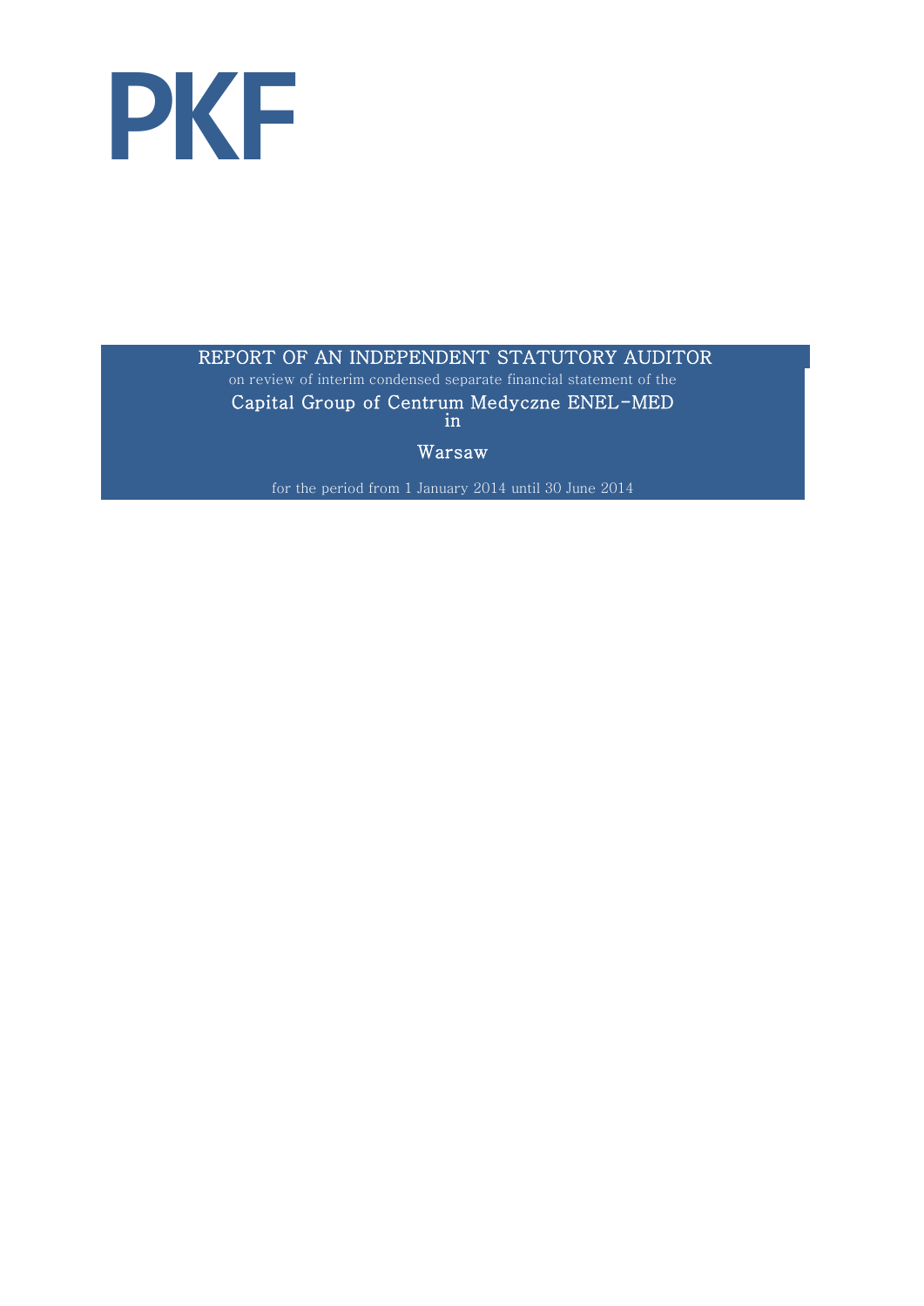PKF

# REPORT OF AN INDEPENDENT STATUTORY AUDITOR

on review of interim condensed separate financial statement of the

## Capital Group of Centrum Medyczne ENEL-MED in Warsaw

for the period from 1 January 2014 until 30 June 2014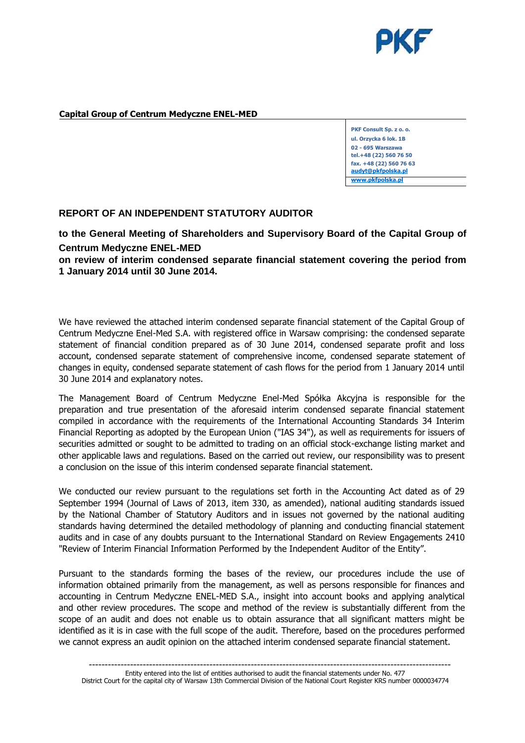**Capital Group of Centrum Medyczne ENEL-MED**

PKF Consult Sp. z o. o.
ul. Orzycka 6 lok. 1B
02 - 695 Warszawa
tel.+48 (22) 560 76 50
fax. +48 (22) 560 76 63
audyt@pkfpolska.pl
www.pkfpolska.pl

## REPORT OF AN INDEPENDENT STATUTORY AUDITOR

### to the General Meeting of Shareholders and Supervisory Board of the Capital Group of Centrum Medyczne ENEL-MED on review of interim condensed separate financial statement covering the period from 1 January 2014 until 30 June 2014.

We have reviewed the attached interim condensed separate financial statement of the Capital Group of Centrum Medyczne Enel-Med S.A. with registered office in Warsaw comprising: the condensed separate statement of financial condition prepared as of 30 June 2014, condensed separate profit and loss account, condensed separate statement of comprehensive income, condensed separate statement of changes in equity, condensed separate statement of cash flows for the period from 1 January 2014 until 30 June 2014 and explanatory notes.

The Management Board of Centrum Medyczne Enel-Med Spółka Akcyjna is responsible for the preparation and true presentation of the aforesaid interim condensed separate financial statement compiled in accordance with the requirements of the International Accounting Standards 34 Interim Financial Reporting as adopted by the European Union ("IAS 34"), as well as requirements for issuers of securities admitted or sought to be admitted to trading on an official stock-exchange listing market and other applicable laws and regulations. Based on the carried out review, our responsibility was to present a conclusion on the issue of this interim condensed separate financial statement.

We conducted our review pursuant to the regulations set forth in the Accounting Act dated as of 29 September 1994 (Journal of Laws of 2013, item 330, as amended), national auditing standards issued by the National Chamber of Statutory Auditors and in issues not governed by the national auditing standards having determined the detailed methodology of planning and conducting financial statement audits and in case of any doubts pursuant to the International Standard on Review Engagements 2410 "Review of Interim Financial Information Performed by the Independent Auditor of the Entity".

Pursuant to the standards forming the bases of the review, our procedures include the use of information obtained primarily from the management, as well as persons responsible for finances and accounting in Centrum Medyczne ENEL-MED S.A., insight into account books and applying analytical and other review procedures. The scope and method of the review is substantially different from the scope of an audit and does not enable us to obtain assurance that all significant matters might be identified as it is in case with the full scope of the audit. Therefore, based on the procedures performed we cannot express an audit opinion on the attached interim condensed separate financial statement.

Entity entered into the list of entities authorised to audit the financial statements under No. 477
District Court for the capital city of Warsaw 13th Commercial Division of the National Court Register KRS number 0000034774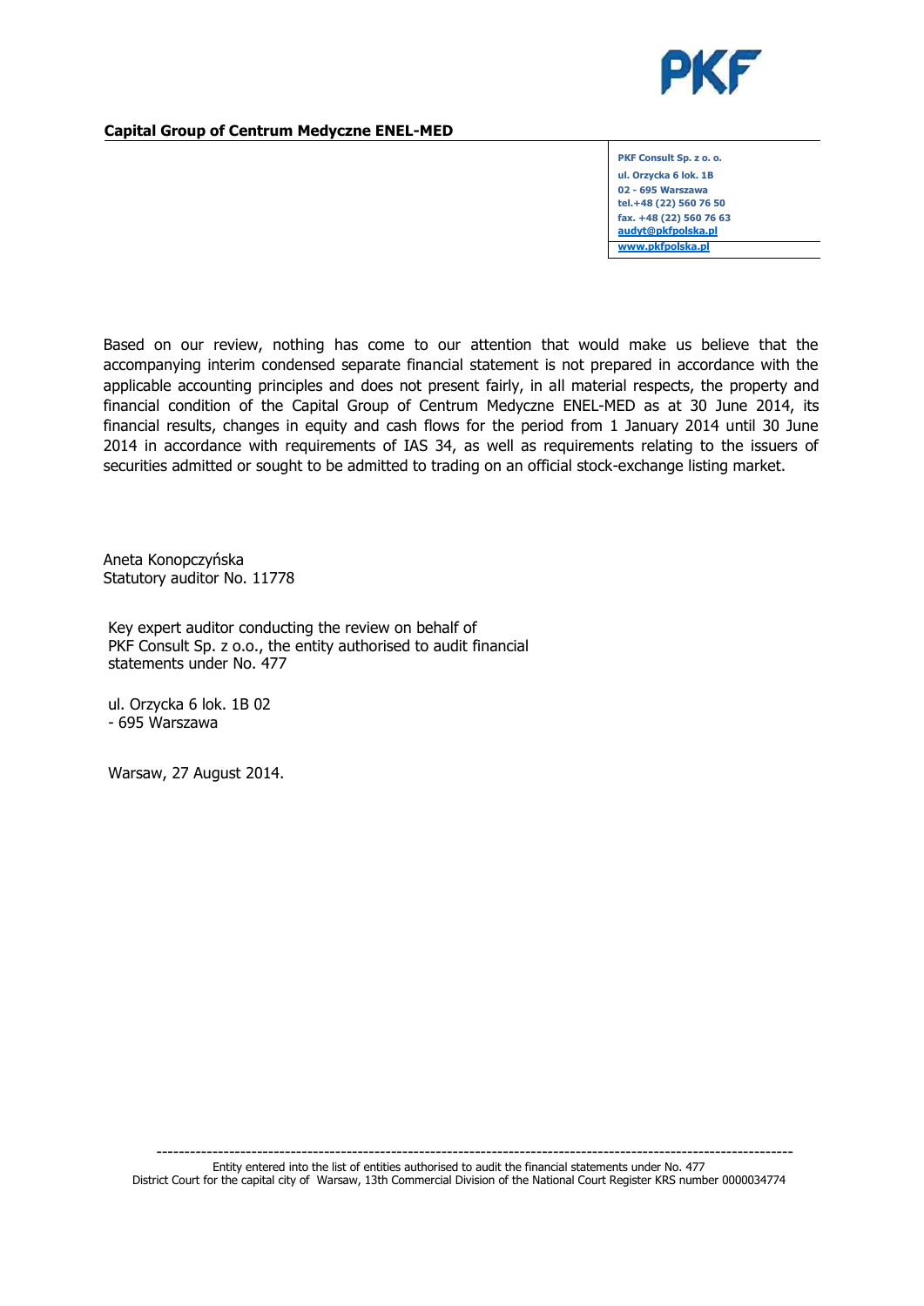**Capital Group of Centrum Medyczne ENEL-MED**

**PKF Consult Sp. z o. o.**
**ul. Orzycka 6 lok. 1B**
**02 - 695 Warszawa**
**tel.+48 (22) 560 76 50**
**fax. +48 (22) 560 76 63**
**audyt@pkfpolska.pl**
**www.pkfpolska.pl**

Based on our review, nothing has come to our attention that would make us believe that the accompanying interim condensed separate financial statement is not prepared in accordance with the applicable accounting principles and does not present fairly, in all material respects, the property and financial condition of the Capital Group of Centrum Medyczne ENEL-MED as at 30 June 2014, its financial results, changes in equity and cash flows for the period from 1 January 2014 until 30 June 2014 in accordance with requirements of IAS 34, as well as requirements relating to the issuers of securities admitted or sought to be admitted to trading on an official stock-exchange listing market.

Aneta Konopczyńska
Statutory auditor No. 11778

Key expert auditor conducting the review on behalf of
PKF Consult Sp. z o.o., the entity authorised to audit financial statements under No. 477

ul. Orzycka 6 lok. 1B 02
- 695 Warszawa

Warsaw, 27 August 2014.

Entity entered into the list of entities authorised to audit the financial statements under No. 477
District Court for the capital city of Warsaw, 13th Commercial Division of the National Court Register KRS number 0000034774